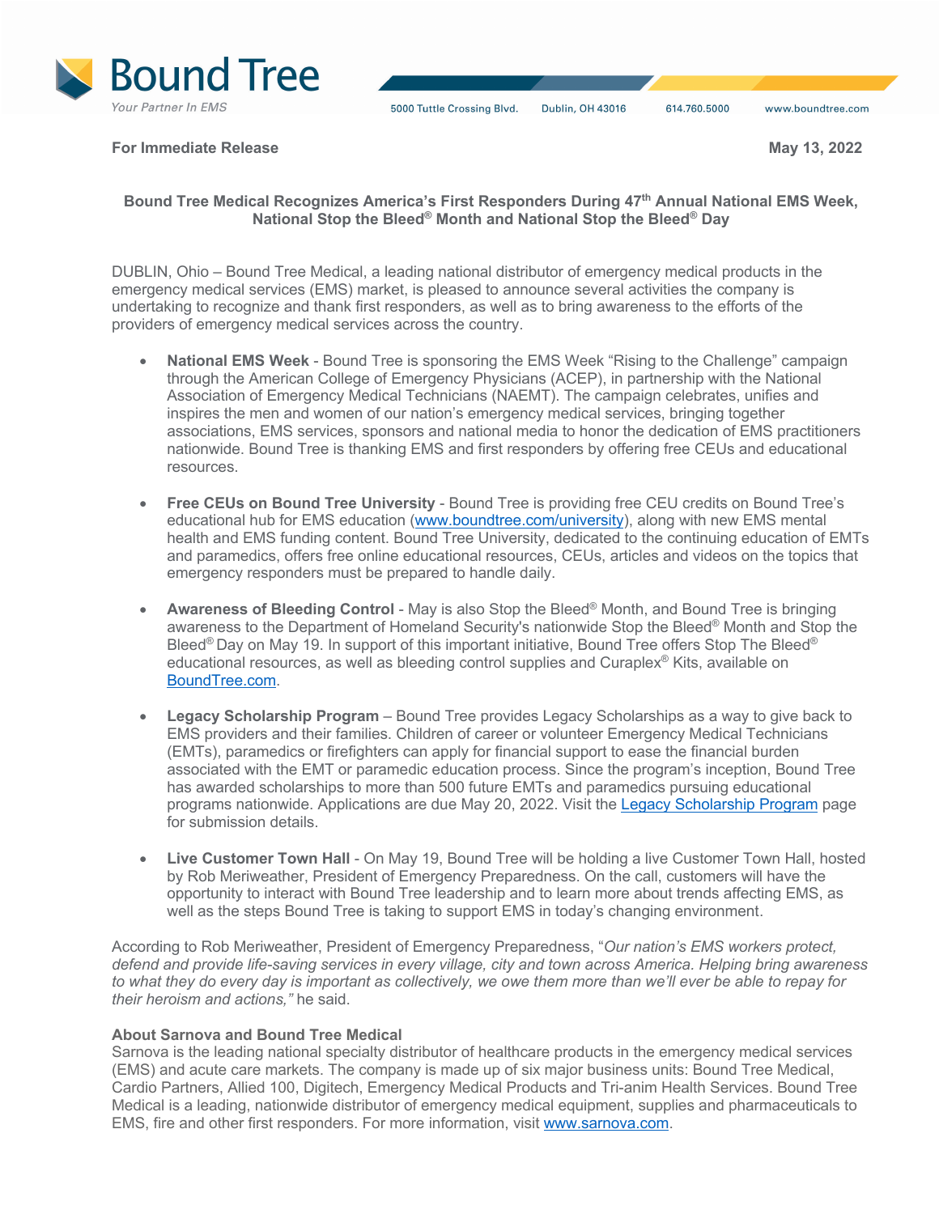**Bound Tree**
*Your Partner In EMS*

5000 Tuttle Crossing Blvd. Dublin, OH 43016 614.760.5000 www.boundtree.com

**For Immediate Release** **May 13, 2022**

### Bound Tree Medical Recognizes America's First Responders During 47th Annual National EMS Week, National Stop the Bleed® Month and National Stop the Bleed® Day

DUBLIN, Ohio – Bound Tree Medical, a leading national distributor of emergency medical products in the emergency medical services (EMS) market, is pleased to announce several activities the company is undertaking to recognize and thank first responders, as well as to bring awareness to the efforts of the providers of emergency medical services across the country.

- **National EMS Week** - Bound Tree is sponsoring the EMS Week "Rising to the Challenge" campaign through the American College of Emergency Physicians (ACEP), in partnership with the National Association of Emergency Medical Technicians (NAEMT). The campaign celebrates, unifies and inspires the men and women of our nation's emergency medical services, bringing together associations, EMS services, sponsors and national media to honor the dedication of EMS practitioners nationwide. Bound Tree is thanking EMS and first responders by offering free CEUs and educational resources.

- **Free CEUs on Bound Tree University** - Bound Tree is providing free CEU credits on Bound Tree's educational hub for EMS education (www.boundtree.com/university), along with new EMS mental health and EMS funding content. Bound Tree University, dedicated to the continuing education of EMTs and paramedics, offers free online educational resources, CEUs, articles and videos on the topics that emergency responders must be prepared to handle daily.

- **Awareness of Bleeding Control** - May is also Stop the Bleed® Month, and Bound Tree is bringing awareness to the Department of Homeland Security's nationwide Stop the Bleed® Month and Stop the Bleed® Day on May 19. In support of this important initiative, Bound Tree offers Stop The Bleed® educational resources, as well as bleeding control supplies and Curaplex® Kits, available on BoundTree.com.

- **Legacy Scholarship Program** – Bound Tree provides Legacy Scholarships as a way to give back to EMS providers and their families. Children of career or volunteer Emergency Medical Technicians (EMTs), paramedics or firefighters can apply for financial support to ease the financial burden associated with the EMT or paramedic education process. Since the program's inception, Bound Tree has awarded scholarships to more than 500 future EMTs and paramedics pursuing educational programs nationwide. Applications are due May 20, 2022. Visit the Legacy Scholarship Program page for submission details.

- **Live Customer Town Hall** - On May 19, Bound Tree will be holding a live Customer Town Hall, hosted by Rob Meriweather, President of Emergency Preparedness. On the call, customers will have the opportunity to interact with Bound Tree leadership and to learn more about trends affecting EMS, as well as the steps Bound Tree is taking to support EMS in today's changing environment.

According to Rob Meriweather, President of Emergency Preparedness, "*Our nation's EMS workers protect, defend and provide life-saving services in every village, city and town across America. Helping bring awareness to what they do every day is important as collectively, we owe them more than we'll ever be able to repay for their heroism and actions,"* he said.

**About Sarnova and Bound Tree Medical**
Sarnova is the leading national specialty distributor of healthcare products in the emergency medical services (EMS) and acute care markets. The company is made up of six major business units: Bound Tree Medical, Cardio Partners, Allied 100, Digitech, Emergency Medical Products and Tri-anim Health Services. Bound Tree Medical is a leading, nationwide distributor of emergency medical equipment, supplies and pharmaceuticals to EMS, fire and other first responders. For more information, visit www.sarnova.com.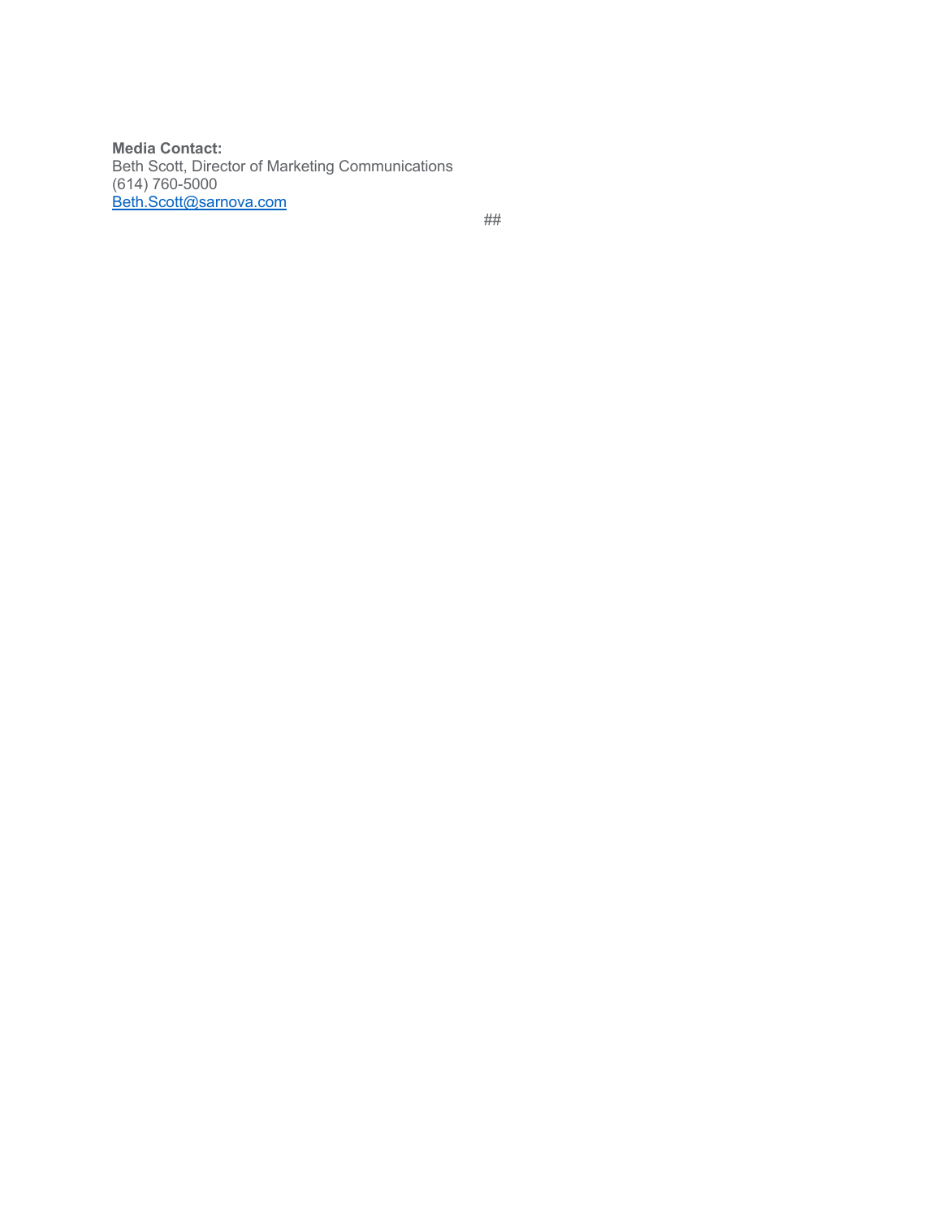**Media Contact:**
Beth Scott, Director of Marketing Communications
(614) 760-5000
[Beth.Scott@sarnova.com](mailto:Beth.Scott@sarnova.com)

##